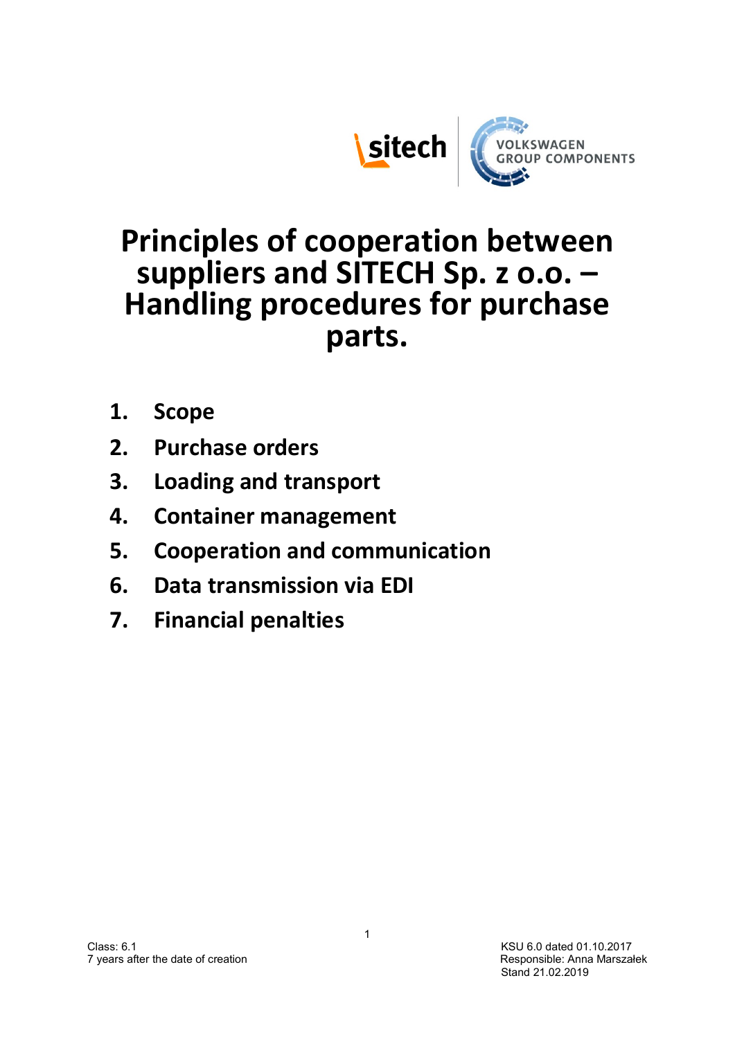# Principles of cooperation between suppliers and SITECH Sp. z o.o. – Handling procedures for purchase parts.

1. **Scope**
2. **Purchase orders**
3. **Loading and transport**
4. **Container management**
5. **Cooperation and communication**
6. **Data transmission via EDI**
7. **Financial penalties**

Class: 6.1
7 years after the date of creation

KSU 6.0 dated 01.10.2017
Responsible: Anna Marszałek
Stand 21.02.2019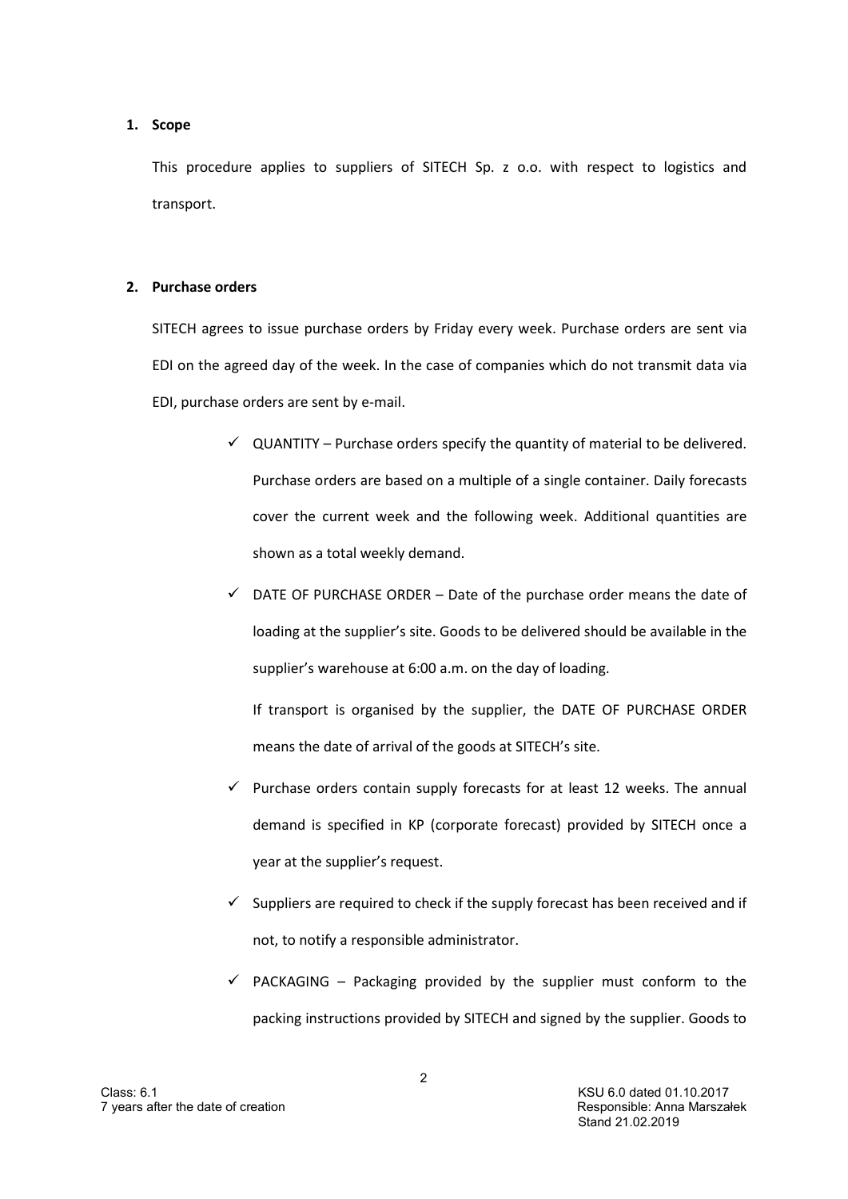## 1. Scope

This procedure applies to suppliers of SITECH Sp. z o.o. with respect to logistics and transport.

## 2. Purchase orders

SITECH agrees to issue purchase orders by Friday every week. Purchase orders are sent via EDI on the agreed day of the week. In the case of companies which do not transmit data via EDI, purchase orders are sent by e-mail.

- ✓ QUANTITY – Purchase orders specify the quantity of material to be delivered. Purchase orders are based on a multiple of a single container. Daily forecasts cover the current week and the following week. Additional quantities are shown as a total weekly demand.
- ✓ DATE OF PURCHASE ORDER – Date of the purchase order means the date of loading at the supplier's site. Goods to be delivered should be available in the supplier's warehouse at 6:00 a.m. on the day of loading.

  If transport is organised by the supplier, the DATE OF PURCHASE ORDER means the date of arrival of the goods at SITECH's site.
- ✓ Purchase orders contain supply forecasts for at least 12 weeks. The annual demand is specified in KP (corporate forecast) provided by SITECH once a year at the supplier's request.
- ✓ Suppliers are required to check if the supply forecast has been received and if not, to notify a responsible administrator.
- ✓ PACKAGING – Packaging provided by the supplier must conform to the packing instructions provided by SITECH and signed by the supplier. Goods to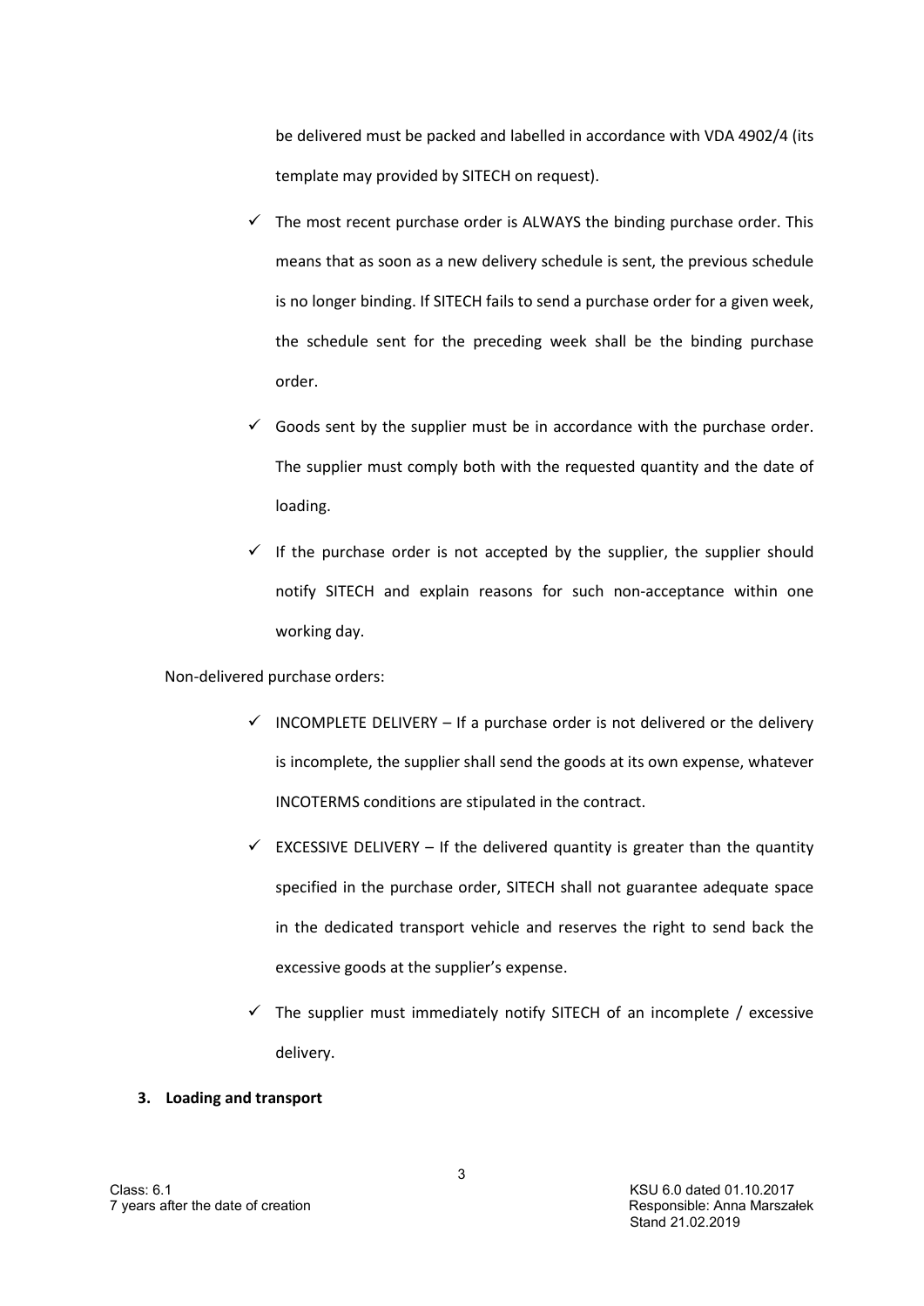be delivered must be packed and labelled in accordance with VDA 4902/4 (its template may provided by SITECH on request).

- ✓ The most recent purchase order is ALWAYS the binding purchase order. This means that as soon as a new delivery schedule is sent, the previous schedule is no longer binding. If SITECH fails to send a purchase order for a given week, the schedule sent for the preceding week shall be the binding purchase order.
- ✓ Goods sent by the supplier must be in accordance with the purchase order. The supplier must comply both with the requested quantity and the date of loading.
- ✓ If the purchase order is not accepted by the supplier, the supplier should notify SITECH and explain reasons for such non-acceptance within one working day.

Non-delivered purchase orders:

- ✓ INCOMPLETE DELIVERY – If a purchase order is not delivered or the delivery is incomplete, the supplier shall send the goods at its own expense, whatever INCOTERMS conditions are stipulated in the contract.
- ✓ EXCESSIVE DELIVERY – If the delivered quantity is greater than the quantity specified in the purchase order, SITECH shall not guarantee adequate space in the dedicated transport vehicle and reserves the right to send back the excessive goods at the supplier's expense.
- ✓ The supplier must immediately notify SITECH of an incomplete / excessive delivery.

**3. Loading and transport**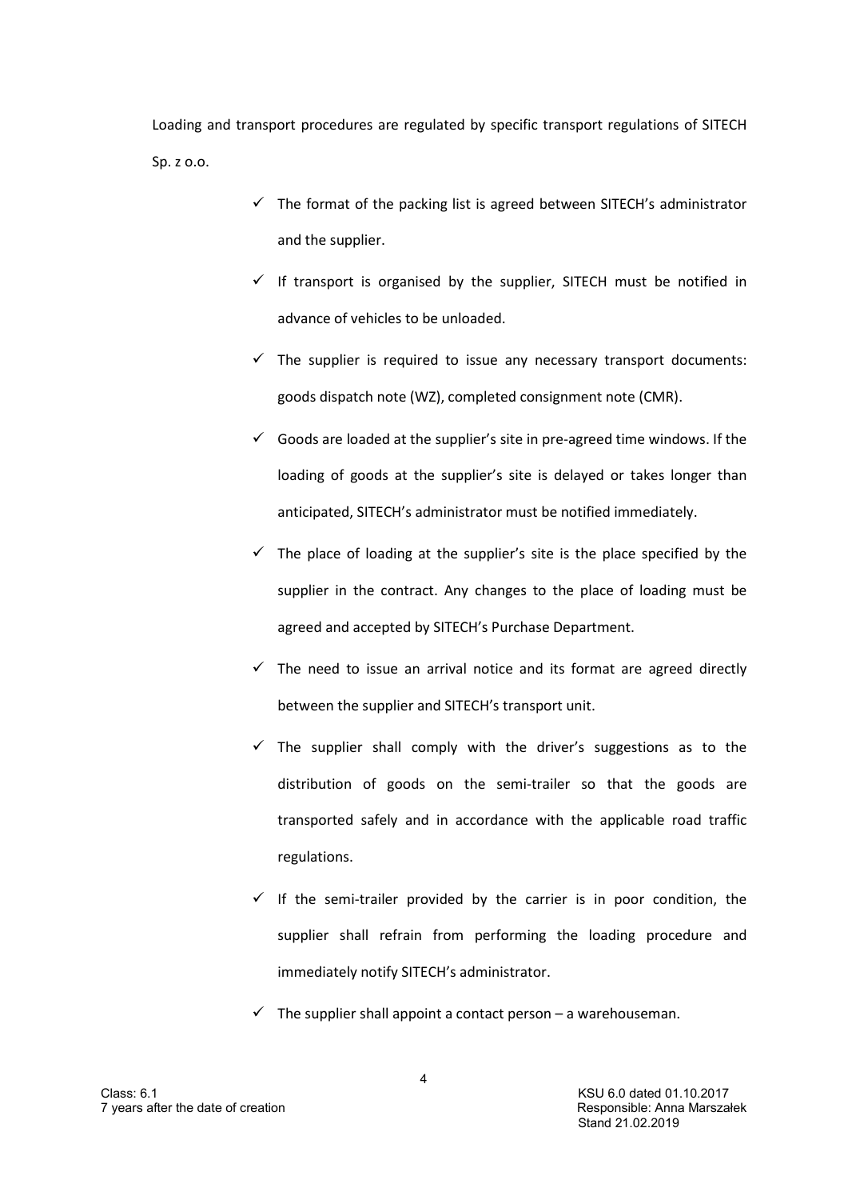Loading and transport procedures are regulated by specific transport regulations of SITECH Sp. z o.o.

- ✓ The format of the packing list is agreed between SITECH's administrator and the supplier.
- ✓ If transport is organised by the supplier, SITECH must be notified in advance of vehicles to be unloaded.
- ✓ The supplier is required to issue any necessary transport documents: goods dispatch note (WZ), completed consignment note (CMR).
- ✓ Goods are loaded at the supplier's site in pre-agreed time windows. If the loading of goods at the supplier's site is delayed or takes longer than anticipated, SITECH's administrator must be notified immediately.
- ✓ The place of loading at the supplier's site is the place specified by the supplier in the contract. Any changes to the place of loading must be agreed and accepted by SITECH's Purchase Department.
- ✓ The need to issue an arrival notice and its format are agreed directly between the supplier and SITECH's transport unit.
- ✓ The supplier shall comply with the driver's suggestions as to the distribution of goods on the semi-trailer so that the goods are transported safely and in accordance with the applicable road traffic regulations.
- ✓ If the semi-trailer provided by the carrier is in poor condition, the supplier shall refrain from performing the loading procedure and immediately notify SITECH's administrator.
- ✓ The supplier shall appoint a contact person – a warehouseman.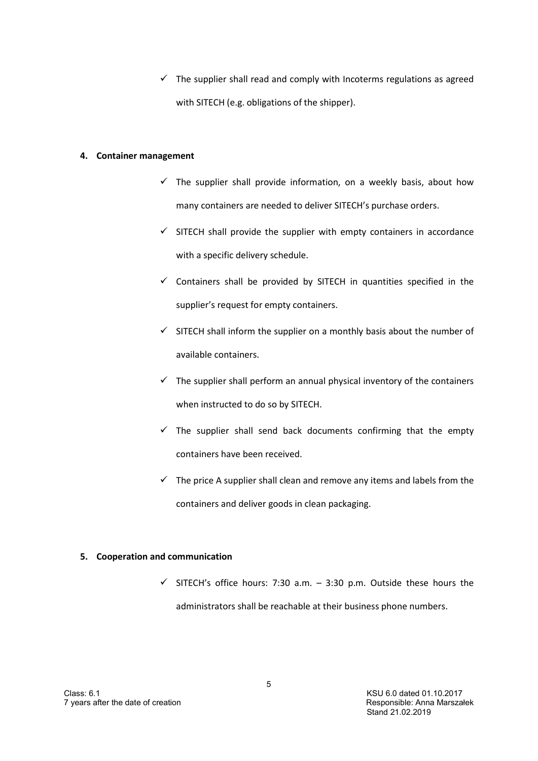- ✓ The supplier shall read and comply with Incoterms regulations as agreed with SITECH (e.g. obligations of the shipper).

**4. Container management**

- ✓ The supplier shall provide information, on a weekly basis, about how many containers are needed to deliver SITECH's purchase orders.
- ✓ SITECH shall provide the supplier with empty containers in accordance with a specific delivery schedule.
- ✓ Containers shall be provided by SITECH in quantities specified in the supplier's request for empty containers.
- ✓ SITECH shall inform the supplier on a monthly basis about the number of available containers.
- ✓ The supplier shall perform an annual physical inventory of the containers when instructed to do so by SITECH.
- ✓ The supplier shall send back documents confirming that the empty containers have been received.
- ✓ The price A supplier shall clean and remove any items and labels from the containers and deliver goods in clean packaging.

**5. Cooperation and communication**

- ✓ SITECH's office hours: 7:30 a.m. – 3:30 p.m. Outside these hours the administrators shall be reachable at their business phone numbers.

Class: 6.1
7 years after the date of creation

KSU 6.0 dated 01.10.2017
Responsible: Anna Marszałek
Stand 21.02.2019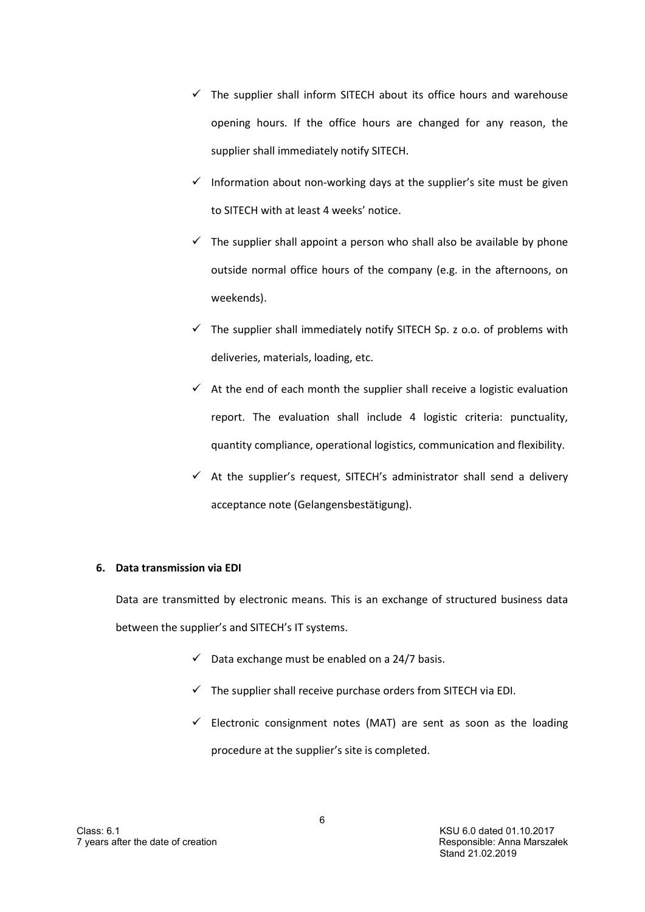- ✓ The supplier shall inform SITECH about its office hours and warehouse opening hours. If the office hours are changed for any reason, the supplier shall immediately notify SITECH.
- ✓ Information about non-working days at the supplier's site must be given to SITECH with at least 4 weeks' notice.
- ✓ The supplier shall appoint a person who shall also be available by phone outside normal office hours of the company (e.g. in the afternoons, on weekends).
- ✓ The supplier shall immediately notify SITECH Sp. z o.o. of problems with deliveries, materials, loading, etc.
- ✓ At the end of each month the supplier shall receive a logistic evaluation report. The evaluation shall include 4 logistic criteria: punctuality, quantity compliance, operational logistics, communication and flexibility.
- ✓ At the supplier's request, SITECH's administrator shall send a delivery acceptance note (Gelangensbestätigung).

## 6. Data transmission via EDI

Data are transmitted by electronic means. This is an exchange of structured business data between the supplier's and SITECH's IT systems.

- ✓ Data exchange must be enabled on a 24/7 basis.
- ✓ The supplier shall receive purchase orders from SITECH via EDI.
- ✓ Electronic consignment notes (MAT) are sent as soon as the loading procedure at the supplier's site is completed.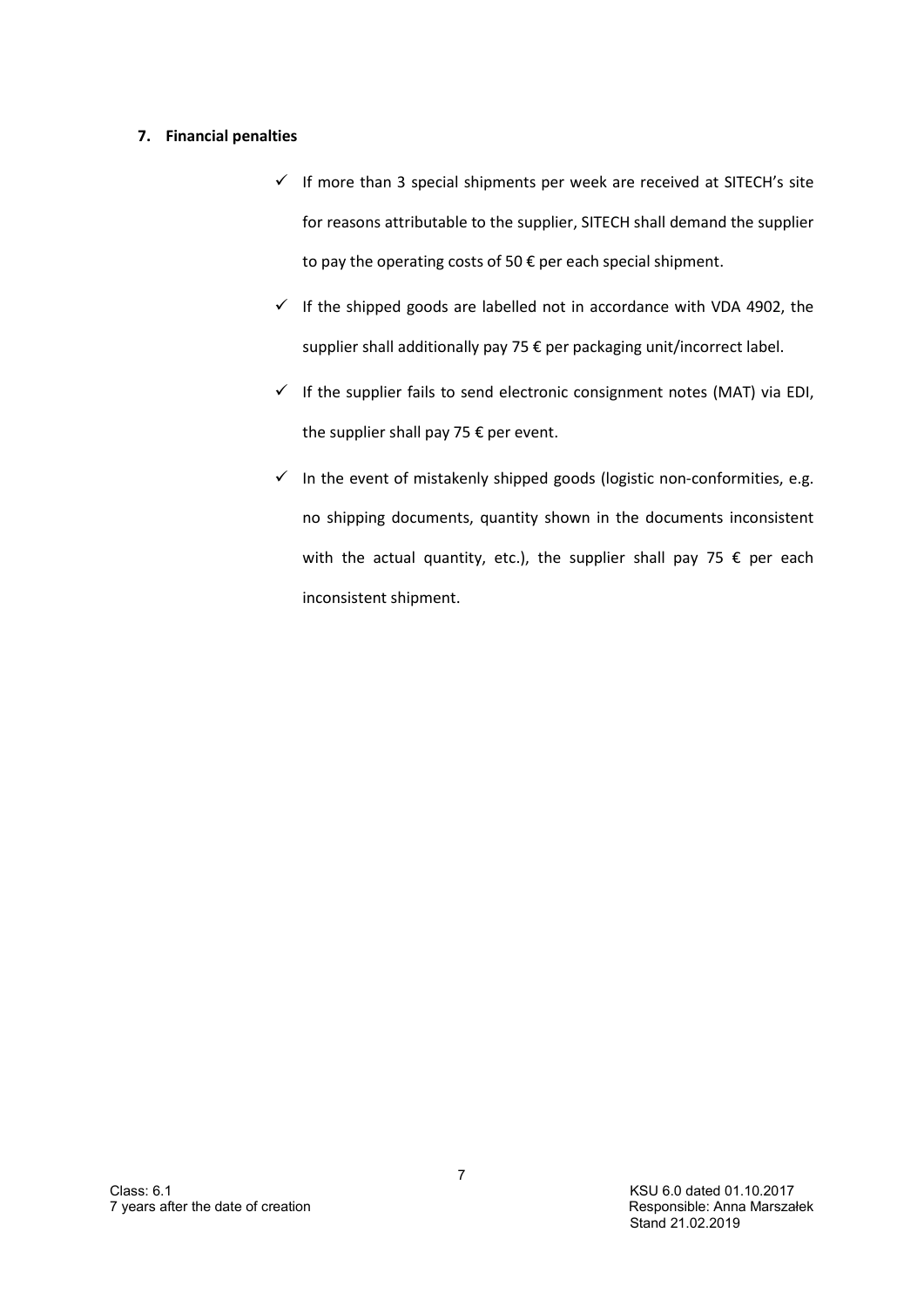## 7. Financial penalties

- ✓ If more than 3 special shipments per week are received at SITECH's site for reasons attributable to the supplier, SITECH shall demand the supplier to pay the operating costs of 50 € per each special shipment.
- ✓ If the shipped goods are labelled not in accordance with VDA 4902, the supplier shall additionally pay 75 € per packaging unit/incorrect label.
- ✓ If the supplier fails to send electronic consignment notes (MAT) via EDI, the supplier shall pay 75 € per event.
- ✓ In the event of mistakenly shipped goods (logistic non-conformities, e.g. no shipping documents, quantity shown in the documents inconsistent with the actual quantity, etc.), the supplier shall pay 75 € per each inconsistent shipment.